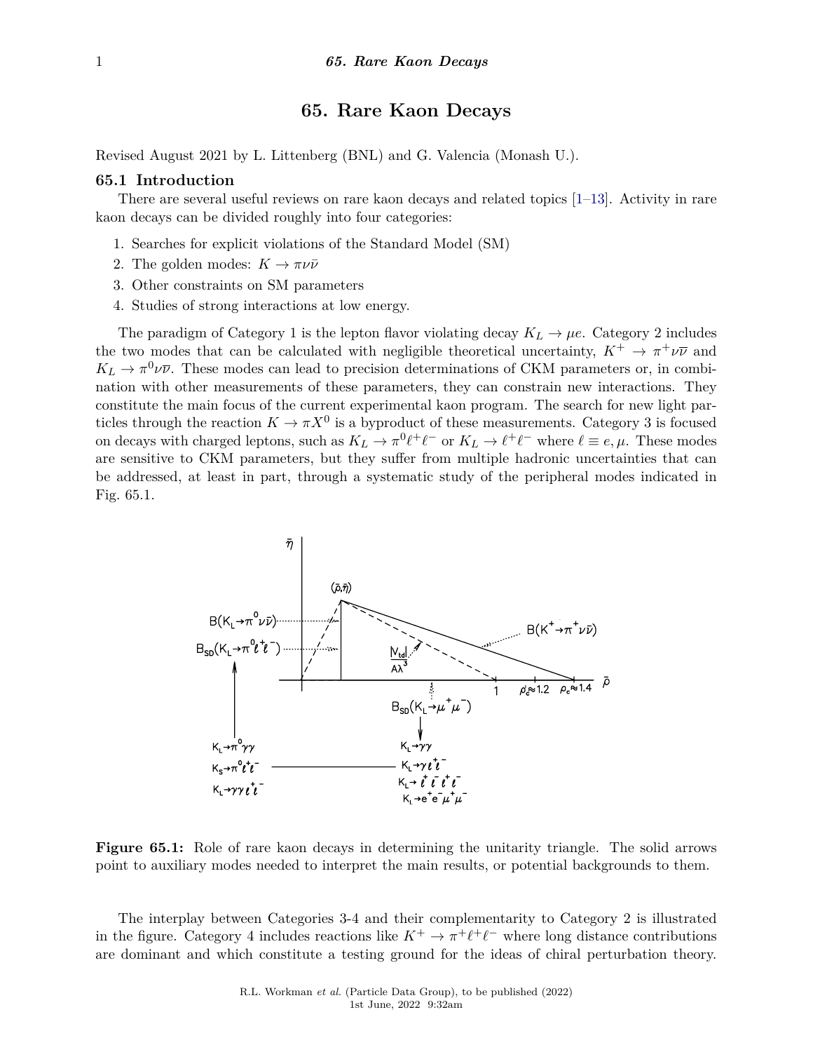# 65. Rare Kaon Decays

Revised August 2021 by L. Littenberg (BNL) and G. Valencia (Monash U.).

## 65.1 Introduction

There are several useful reviews on rare kaon decays and related topics [1–13]. Activity in rare kaon decays can be divided roughly into four categories:

1. Searches for explicit violations of the Standard Model (SM)
2. The golden modes: $K \to \pi\nu\bar{\nu}$
3. Other constraints on SM parameters
4. Studies of strong interactions at low energy.

The paradigm of Category 1 is the lepton flavor violating decay $K_L \to \mu e$. Category 2 includes the two modes that can be calculated with negligible theoretical uncertainty, $K^+ \to \pi^+\nu\bar{\nu}$ and $K_L \to \pi^0\nu\bar{\nu}$. These modes can lead to precision determinations of CKM parameters or, in combination with other measurements of these parameters, they can constrain new interactions. They constitute the main focus of the current experimental kaon program. The search for new light particles through the reaction $K \to \pi X^0$ is a byproduct of these measurements. Category 3 is focused on decays with charged leptons, such as $K_L \to \pi^0\ell^+\ell^-$ or $K_L \to \ell^+\ell^-$ where $\ell \equiv e, \mu$. These modes are sensitive to CKM parameters, but they suffer from multiple hadronic uncertainties that can be addressed, at least in part, through a systematic study of the peripheral modes indicated in Fig. 65.1.

**Figure 65.1:** Role of rare kaon decays in determining the unitarity triangle. The solid arrows point to auxiliary modes needed to interpret the main results, or potential backgrounds to them.

The interplay between Categories 3-4 and their complementarity to Category 2 is illustrated in the figure. Category 4 includes reactions like $K^+ \to \pi^+\ell^+\ell^-$ where long distance contributions are dominant and which constitute a testing ground for the ideas of chiral perturbation theory.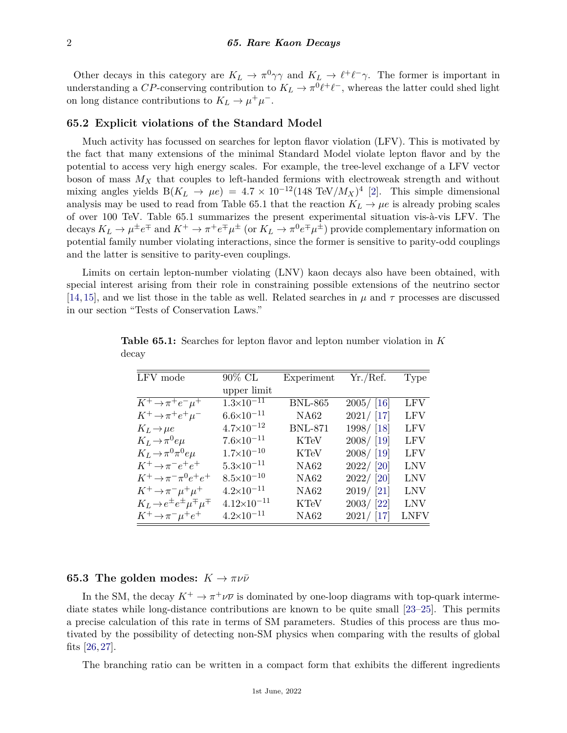Other decays in this category are $K_L \to \pi^0\gamma\gamma$ and $K_L \to \ell^+\ell^-\gamma$. The former is important in understanding a $CP$-conserving contribution to $K_L \to \pi^0\ell^+\ell^-$, whereas the latter could shed light on long distance contributions to $K_L \to \mu^+\mu^-$.

## 65.2 Explicit violations of the Standard Model

Much activity has focussed on searches for lepton flavor violation (LFV). This is motivated by the fact that many extensions of the minimal Standard Model violate lepton flavor and by the potential to access very high energy scales. For example, the tree-level exchange of a LFV vector boson of mass $M_X$ that couples to left-handed fermions with electroweak strength and without mixing angles yields $\mathrm{B}(K_L \to \mu e) = 4.7 \times 10^{-12}(148\ \mathrm{TeV}/M_X)^4$ [2]. This simple dimensional analysis may be used to read from Table 65.1 that the reaction $K_L \to \mu e$ is already probing scales of over 100 TeV. Table 65.1 summarizes the present experimental situation vis-à-vis LFV. The decays $K_L \to \mu^\pm e^\mp$ and $K^+ \to \pi^+ e^\mp \mu^\pm$ (or $K_L \to \pi^0 e^\mp \mu^\pm$) provide complementary information on potential family number violating interactions, since the former is sensitive to parity-odd couplings and the latter is sensitive to parity-even couplings.

Limits on certain lepton-number violating (LNV) kaon decays also have been obtained, with special interest arising from their role in constraining possible extensions of the neutrino sector [14, 15], and we list those in the table as well. Related searches in $\mu$ and $\tau$ processes are discussed in our section "Tests of Conservation Laws."

**Table 65.1:** Searches for lepton flavor and lepton number violation in $K$ decay

| LFV mode | 90% CL upper limit | Experiment | Yr./Ref. | Type |
|---|---|---|---|---|
| $K^+ \to \pi^+ e^- \mu^+$ | $1.3\times10^{-11}$ | BNL-865 | 2005/ [16] | LFV |
| $K^+ \to \pi^+ e^+ \mu^-$ | $6.6\times10^{-11}$ | NA62 | 2021/ [17] | LFV |
| $K_L \to \mu e$ | $4.7\times10^{-12}$ | BNL-871 | 1998/ [18] | LFV |
| $K_L \to \pi^0 e \mu$ | $7.6\times10^{-11}$ | KTeV | 2008/ [19] | LFV |
| $K_L \to \pi^0 \pi^0 e \mu$ | $1.7\times10^{-10}$ | KTeV | 2008/ [19] | LFV |
| $K^+ \to \pi^- e^+ e^+$ | $5.3\times10^{-11}$ | NA62 | 2022/ [20] | LNV |
| $K^+ \to \pi^- \pi^0 e^+ e^+$ | $8.5\times10^{-10}$ | NA62 | 2022/ [20] | LNV |
| $K^+ \to \pi^- \mu^+ \mu^+$ | $4.2\times10^{-11}$ | NA62 | 2019/ [21] | LNV |
| $K_L \to e^\pm e^\pm \mu^\mp \mu^\mp$ | $4.12\times10^{-11}$ | KTeV | 2003/ [22] | LNV |
| $K^+ \to \pi^- \mu^+ e^+$ | $4.2\times10^{-11}$ | NA62 | 2021/ [17] | LNFV |

## 65.3 The golden modes: $K \to \pi\nu\bar{\nu}$

In the SM, the decay $K^+ \to \pi^+\nu\overline{\nu}$ is dominated by one-loop diagrams with top-quark intermediate states while long-distance contributions are known to be quite small [23–25]. This permits a precise calculation of this rate in terms of SM parameters. Studies of this process are thus motivated by the possibility of detecting non-SM physics when comparing with the results of global fits [26, 27].

The branching ratio can be written in a compact form that exhibits the different ingredients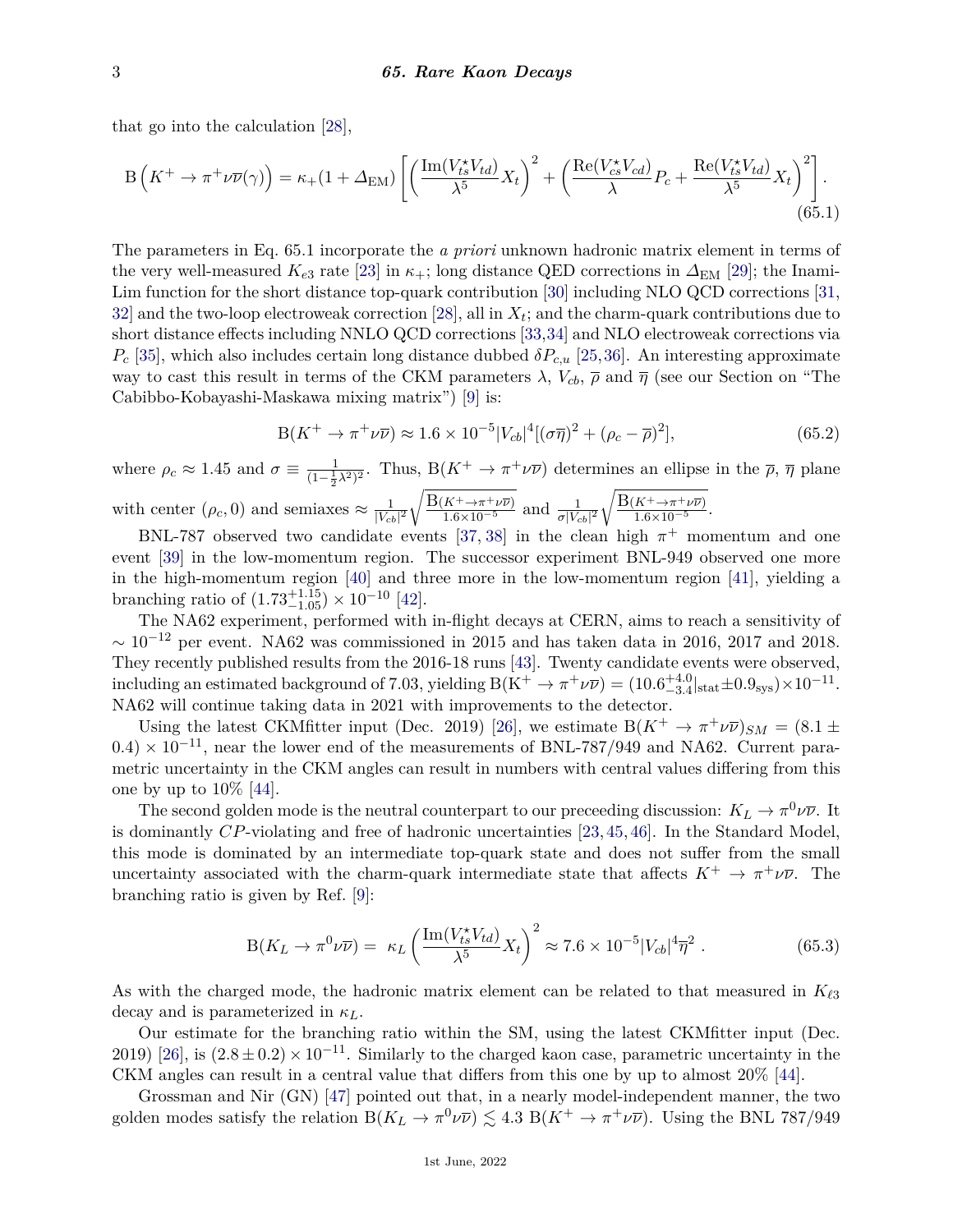that go into the calculation [28],

$$\mathrm{B}\left(K^+ \to \pi^+ \nu\overline{\nu}(\gamma)\right) = \kappa_+ (1 + \Delta_{\mathrm{EM}}) \left[ \left( \frac{\mathrm{Im}(V_{ts}^\star V_{td})}{\lambda^5} X_t \right)^2 + \left( \frac{\mathrm{Re}(V_{cs}^\star V_{cd})}{\lambda} P_c + \frac{\mathrm{Re}(V_{ts}^\star V_{td})}{\lambda^5} X_t \right)^2 \right]. \tag{65.1}$$

The parameters in Eq. 65.1 incorporate the *a priori* unknown hadronic matrix element in terms of the very well-measured $K_{e3}$ rate [23] in $\kappa_+$; long distance QED corrections in $\Delta_{\mathrm{EM}}$ [29]; the Inami-Lim function for the short distance top-quark contribution [30] including NLO QCD corrections [31, 32] and the two-loop electroweak correction [28], all in $X_t$; and the charm-quark contributions due to short distance effects including NNLO QCD corrections [33,34] and NLO electroweak corrections via $P_c$ [35], which also includes certain long distance dubbed $\delta P_{c,u}$ [25,36]. An interesting approximate way to cast this result in terms of the CKM parameters $\lambda$, $V_{cb}$, $\overline{\rho}$ and $\overline{\eta}$ (see our Section on "The Cabibbo-Kobayashi-Maskawa mixing matrix") [9] is:

$$\mathrm{B}(K^+ \to \pi^+ \nu\overline{\nu}) \approx 1.6 \times 10^{-5} |V_{cb}|^4 [(\sigma\overline{\eta})^2 + (\rho_c - \overline{\rho})^2], \tag{65.2}$$

where $\rho_c \approx 1.45$ and $\sigma \equiv \frac{1}{(1-\frac{1}{2}\lambda^2)^2}$. Thus, $\mathrm{B}(K^+ \to \pi^+ \nu\overline{\nu})$ determines an ellipse in the $\overline{\rho}$, $\overline{\eta}$ plane with center $(\rho_c, 0)$ and semiaxes $\approx \frac{1}{|V_{cb}|^2}\sqrt{\frac{\mathrm{B}(K^+\to\pi^+\nu\overline{\nu})}{1.6\times10^{-5}}}$ and $\frac{1}{\sigma|V_{cb}|^2}\sqrt{\frac{\mathrm{B}(K^+\to\pi^+\nu\overline{\nu})}{1.6\times10^{-5}}}$.

BNL-787 observed two candidate events [37, 38] in the clean high $\pi^+$ momentum and one event [39] in the low-momentum region. The successor experiment BNL-949 observed one more in the high-momentum region [40] and three more in the low-momentum region [41], yielding a branching ratio of $(1.73^{+1.15}_{-1.05}) \times 10^{-10}$ [42].

The NA62 experiment, performed with in-flight decays at CERN, aims to reach a sensitivity of $\sim 10^{-12}$ per event. NA62 was commissioned in 2015 and has taken data in 2016, 2017 and 2018. They recently published results from the 2016-18 runs [43]. Twenty candidate events were observed, including an estimated background of 7.03, yielding $\mathrm{B(K^+ \to \pi^+ \nu\overline{\nu})} = (10.6^{+4.0}_{-3.4}|_{\mathrm{stat}} \pm 0.9_{\mathrm{sys}}) \times 10^{-11}$. NA62 will continue taking data in 2021 with improvements to the detector.

Using the latest CKMfitter input (Dec. 2019) [26], we estimate $\mathrm{B}(K^+ \to \pi^+ \nu\overline{\nu})_{SM} = (8.1 \pm 0.4) \times 10^{-11}$, near the lower end of the measurements of BNL-787/949 and NA62. Current parametric uncertainty in the CKM angles can result in numbers with central values differing from this one by up to 10% [44].

The second golden mode is the neutral counterpart to our preceeding discussion: $K_L \to \pi^0 \nu\overline{\nu}$. It is dominantly $CP$-violating and free of hadronic uncertainties [23, 45, 46]. In the Standard Model, this mode is dominated by an intermediate top-quark state and does not suffer from the small uncertainty associated with the charm-quark intermediate state that affects $K^+ \to \pi^+ \nu\overline{\nu}$. The branching ratio is given by Ref. [9]:

$$\mathrm{B}(K_L \to \pi^0 \nu\overline{\nu}) = \kappa_L \left( \frac{\mathrm{Im}(V_{ts}^\star V_{td})}{\lambda^5} X_t \right)^2 \approx 7.6 \times 10^{-5} |V_{cb}|^4 \overline{\eta}^2 \, . \tag{65.3}$$

As with the charged mode, the hadronic matrix element can be related to that measured in $K_{\ell 3}$ decay and is parameterized in $\kappa_L$.

Our estimate for the branching ratio within the SM, using the latest CKMfitter input (Dec. 2019) [26], is $(2.8 \pm 0.2) \times 10^{-11}$. Similarly to the charged kaon case, parametric uncertainty in the CKM angles can result in a central value that differs from this one by up to almost 20% [44].

Grossman and Nir (GN) [47] pointed out that, in a nearly model-independent manner, the two golden modes satisfy the relation $\mathrm{B}(K_L \to \pi^0 \nu\overline{\nu}) \lesssim 4.3 \ \mathrm{B}(K^+ \to \pi^+ \nu\overline{\nu})$. Using the BNL 787/949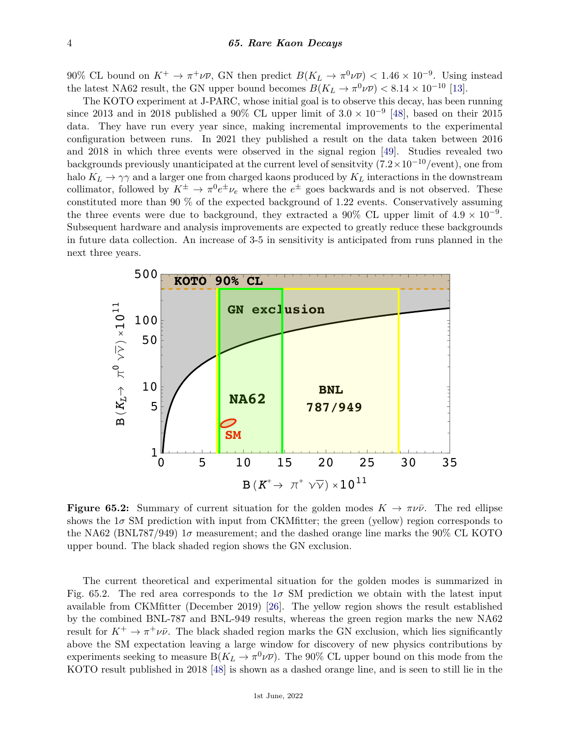90% CL bound on $K^+ \to \pi^+\nu\overline{\nu}$, GN then predict $B(K_L \to \pi^0\nu\overline{\nu}) < 1.46 \times 10^{-9}$. Using instead the latest NA62 result, the GN upper bound becomes $B(K_L \to \pi^0\nu\overline{\nu}) < 8.14 \times 10^{-10}$ [13].

The KOTO experiment at J-PARC, whose initial goal is to observe this decay, has been running since 2013 and in 2018 published a 90% CL upper limit of $3.0 \times 10^{-9}$ [48], based on their 2015 data. They have run every year since, making incremental improvements to the experimental configuration between runs. In 2021 they published a result on the data taken between 2016 and 2018 in which three events were observed in the signal region [49]. Studies revealed two backgrounds previously unanticipated at the current level of sensitvity ($7.2\times10^{-10}$/event), one from halo $K_L \to \gamma\gamma$ and a larger one from charged kaons produced by $K_L$ interactions in the downstream collimator, followed by $K^\pm \to \pi^0 e^\pm \nu_e$ where the $e^\pm$ goes backwards and is not observed. These constituted more than 90 % of the expected background of 1.22 events. Conservatively assuming the three events were due to background, they extracted a 90% CL upper limit of $4.9 \times 10^{-9}$. Subsequent hardware and analysis improvements are expected to greatly reduce these backgrounds in future data collection. An increase of 3-5 in sensitivity is anticipated from runs planned in the next three years.

**Figure 65.2:** Summary of current situation for the golden modes $K \to \pi\nu\bar{\nu}$. The red ellipse shows the $1\sigma$ SM prediction with input from CKMfitter; the green (yellow) region corresponds to the NA62 (BNL787/949) $1\sigma$ measurement; and the dashed orange line marks the 90% CL KOTO upper bound. The black shaded region shows the GN exclusion.

The current theoretical and experimental situation for the golden modes is summarized in Fig. 65.2. The red area corresponds to the $1\sigma$ SM prediction we obtain with the latest input available from CKMfitter (December 2019) [26]. The yellow region shows the result established by the combined BNL-787 and BNL-949 results, whereas the green region marks the new NA62 result for $K^+ \to \pi^+\nu\bar{\nu}$. The black shaded region marks the GN exclusion, which lies significantly above the SM expectation leaving a large window for discovery of new physics contributions by experiments seeking to measure $\mathrm{B}(K_L \to \pi^0\nu\overline{\nu})$. The 90% CL upper bound on this mode from the KOTO result published in 2018 [48] is shown as a dashed orange line, and is seen to still lie in the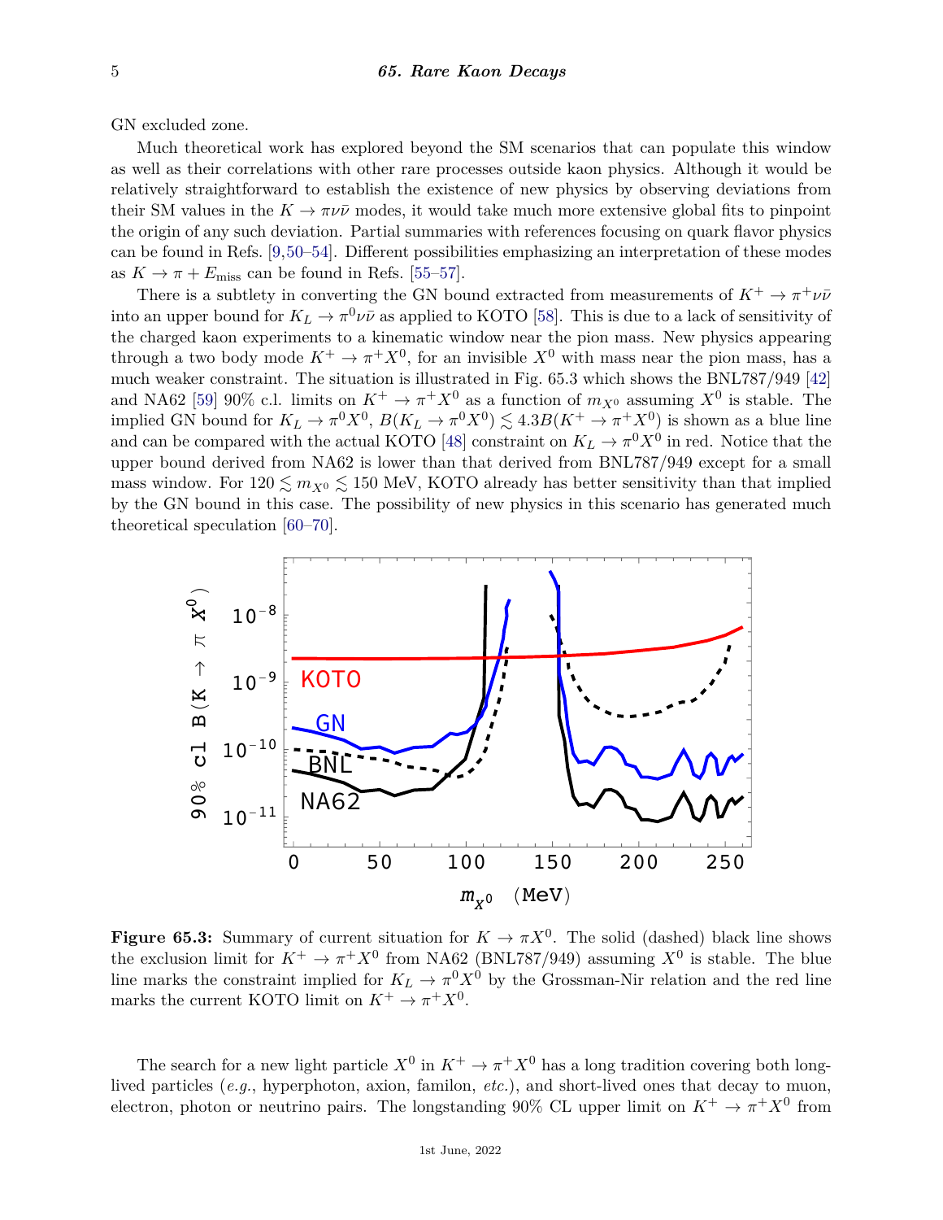GN excluded zone.

Much theoretical work has explored beyond the SM scenarios that can populate this window as well as their correlations with other rare processes outside kaon physics. Although it would be relatively straightforward to establish the existence of new physics by observing deviations from their SM values in the $K \to \pi\nu\bar{\nu}$ modes, it would take much more extensive global fits to pinpoint the origin of any such deviation. Partial summaries with references focusing on quark flavor physics can be found in Refs. [9,50–54]. Different possibilities emphasizing an interpretation of these modes as $K \to \pi + E_{\rm miss}$ can be found in Refs. [55–57].

There is a subtlety in converting the GN bound extracted from measurements of $K^+ \to \pi^+\nu\bar{\nu}$ into an upper bound for $K_L \to \pi^0\nu\bar{\nu}$ as applied to KOTO [58]. This is due to a lack of sensitivity of the charged kaon experiments to a kinematic window near the pion mass. New physics appearing through a two body mode $K^+ \to \pi^+ X^0$, for an invisible $X^0$ with mass near the pion mass, has a much weaker constraint. The situation is illustrated in Fig. 65.3 which shows the BNL787/949 [42] and NA62 [59] 90% c.l. limits on $K^+ \to \pi^+ X^0$ as a function of $m_{X^0}$ assuming $X^0$ is stable. The implied GN bound for $K_L \to \pi^0 X^0$, $B(K_L \to \pi^0 X^0) \lesssim 4.3 B(K^+ \to \pi^+ X^0)$ is shown as a blue line and can be compared with the actual KOTO [48] constraint on $K_L \to \pi^0 X^0$ in red. Notice that the upper bound derived from NA62 is lower than that derived from BNL787/949 except for a small mass window. For $120 \lesssim m_{X^0} \lesssim 150$ MeV, KOTO already has better sensitivity than that implied by the GN bound in this case. The possibility of new physics in this scenario has generated much theoretical speculation [60–70].

**Figure 65.3:** Summary of current situation for $K \to \pi X^0$. The solid (dashed) black line shows the exclusion limit for $K^+ \to \pi^+ X^0$ from NA62 (BNL787/949) assuming $X^0$ is stable. The blue line marks the constraint implied for $K_L \to \pi^0 X^0$ by the Grossman-Nir relation and the red line marks the current KOTO limit on $K^+ \to \pi^+ X^0$.

The search for a new light particle $X^0$ in $K^+ \to \pi^+ X^0$ has a long tradition covering both long-lived particles (*e.g.*, hyperphoton, axion, familon, *etc.*), and short-lived ones that decay to muon, electron, photon or neutrino pairs. The longstanding 90% CL upper limit on $K^+ \to \pi^+ X^0$ from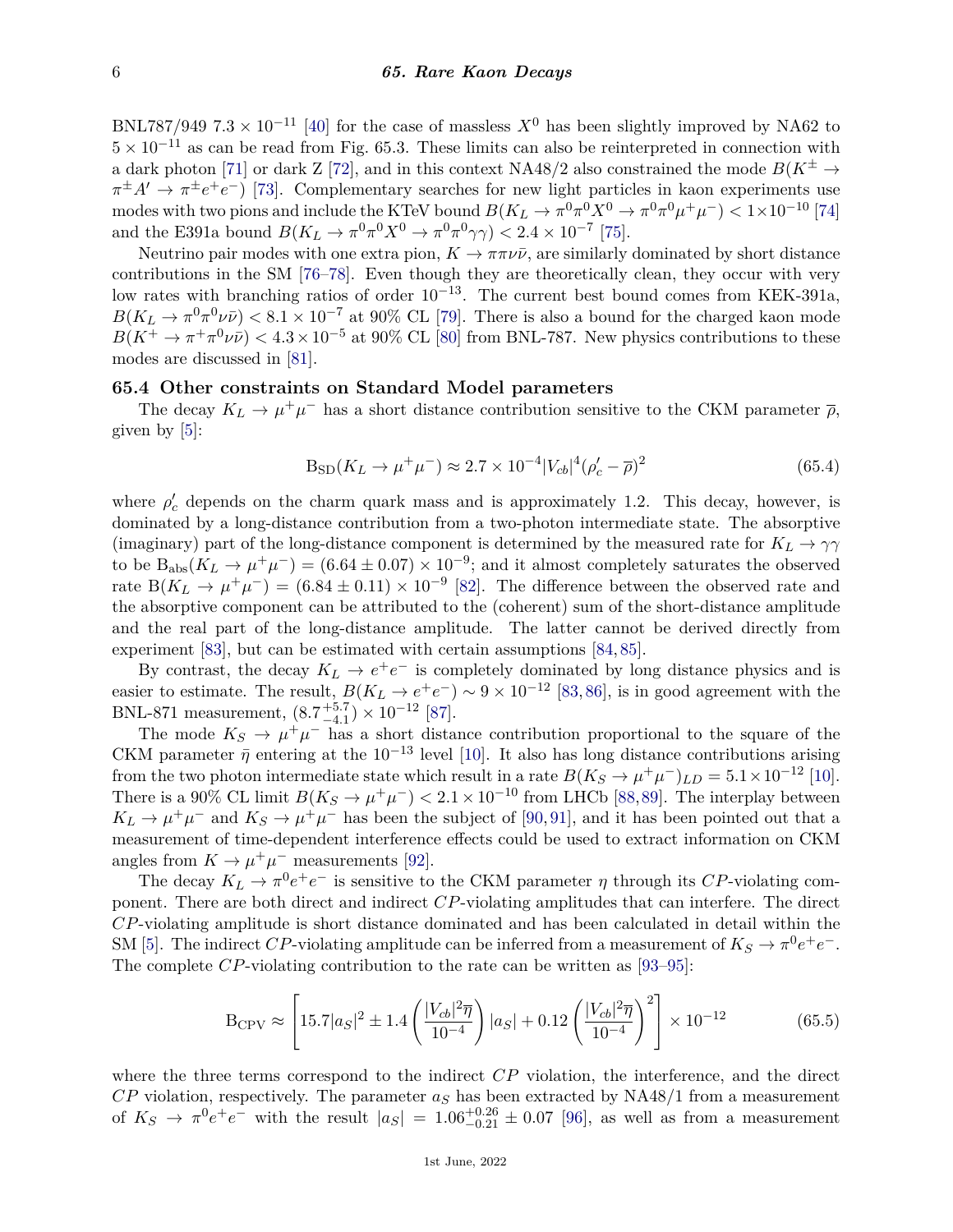BNL787/949 $7.3 \times 10^{-11}$ [40] for the case of massless $X^0$ has been slightly improved by NA62 to $5 \times 10^{-11}$ as can be read from Fig. 65.3. These limits can also be reinterpreted in connection with a dark photon [71] or dark Z [72], and in this context NA48/2 also constrained the mode $B(K^\pm \to \pi^\pm A' \to \pi^\pm e^+e^-)$ [73]. Complementary searches for new light particles in kaon experiments use modes with two pions and include the KTeV bound $B(K_L \to \pi^0\pi^0 X^0 \to \pi^0\pi^0\mu^+\mu^-) < 1\times 10^{-10}$ [74] and the E391a bound $B(K_L \to \pi^0\pi^0 X^0 \to \pi^0\pi^0\gamma\gamma) < 2.4 \times 10^{-7}$ [75].

Neutrino pair modes with one extra pion, $K \to \pi\pi\nu\bar{\nu}$, are similarly dominated by short distance contributions in the SM [76–78]. Even though they are theoretically clean, they occur with very low rates with branching ratios of order $10^{-13}$. The current best bound comes from KEK-391a, $B(K_L \to \pi^0\pi^0\nu\bar{\nu}) < 8.1 \times 10^{-7}$ at 90% CL [79]. There is also a bound for the charged kaon mode $B(K^+ \to \pi^+\pi^0\nu\bar{\nu}) < 4.3 \times 10^{-5}$ at 90% CL [80] from BNL-787. New physics contributions to these modes are discussed in [81].

## 65.4 Other constraints on Standard Model parameters

The decay $K_L \to \mu^+\mu^-$ has a short distance contribution sensitive to the CKM parameter $\overline{\rho}$, given by [5]:

$$\mathrm{B_{SD}}(K_L \to \mu^+\mu^-) \approx 2.7 \times 10^{-4}|V_{cb}|^4(\rho_c' - \overline{\rho})^2 \tag{65.4}$$

where $\rho_c'$ depends on the charm quark mass and is approximately 1.2. This decay, however, is dominated by a long-distance contribution from a two-photon intermediate state. The absorptive (imaginary) part of the long-distance component is determined by the measured rate for $K_L \to \gamma\gamma$ to be $\mathrm{B_{abs}}(K_L \to \mu^+\mu^-) = (6.64 \pm 0.07) \times 10^{-9}$; and it almost completely saturates the observed rate $\mathrm{B}(K_L \to \mu^+\mu^-) = (6.84 \pm 0.11) \times 10^{-9}$ [82]. The difference between the observed rate and the absorptive component can be attributed to the (coherent) sum of the short-distance amplitude and the real part of the long-distance amplitude. The latter cannot be derived directly from experiment [83], but can be estimated with certain assumptions [84, 85].

By contrast, the decay $K_L \to e^+e^-$ is completely dominated by long distance physics and is easier to estimate. The result, $B(K_L \to e^+e^-) \sim 9 \times 10^{-12}$ [83, 86], is in good agreement with the BNL-871 measurement, $(8.7^{+5.7}_{-4.1}) \times 10^{-12}$ [87].

The mode $K_S \to \mu^+\mu^-$ has a short distance contribution proportional to the square of the CKM parameter $\bar{\eta}$ entering at the $10^{-13}$ level [10]. It also has long distance contributions arising from the two photon intermediate state which result in a rate $B(K_S \to \mu^+\mu^-)_{LD} = 5.1 \times 10^{-12}$ [10]. There is a 90% CL limit $B(K_S \to \mu^+\mu^-) < 2.1 \times 10^{-10}$ from LHCb [88, 89]. The interplay between $K_L \to \mu^+\mu^-$ and $K_S \to \mu^+\mu^-$ has been the subject of [90, 91], and it has been pointed out that a measurement of time-dependent interference effects could be used to extract information on CKM angles from $K \to \mu^+\mu^-$ measurements [92].

The decay $K_L \to \pi^0 e^+e^-$ is sensitive to the CKM parameter $\eta$ through its $CP$-violating component. There are both direct and indirect $CP$-violating amplitudes that can interfere. The direct $CP$-violating amplitude is short distance dominated and has been calculated in detail within the SM [5]. The indirect $CP$-violating amplitude can be inferred from a measurement of $K_S \to \pi^0 e^+e^-$. The complete $CP$-violating contribution to the rate can be written as [93–95]:

$$\mathrm{B_{CPV}} \approx \left[15.7|a_S|^2 \pm 1.4\left(\frac{|V_{cb}|^2\overline{\eta}}{10^{-4}}\right)|a_S| + 0.12\left(\frac{|V_{cb}|^2\overline{\eta}}{10^{-4}}\right)^2\right] \times 10^{-12} \tag{65.5}$$

where the three terms correspond to the indirect $CP$ violation, the interference, and the direct $CP$ violation, respectively. The parameter $a_S$ has been extracted by NA48/1 from a measurement of $K_S \to \pi^0 e^+e^-$ with the result $|a_S| = 1.06^{+0.26}_{-0.21} \pm 0.07$ [96], as well as from a measurement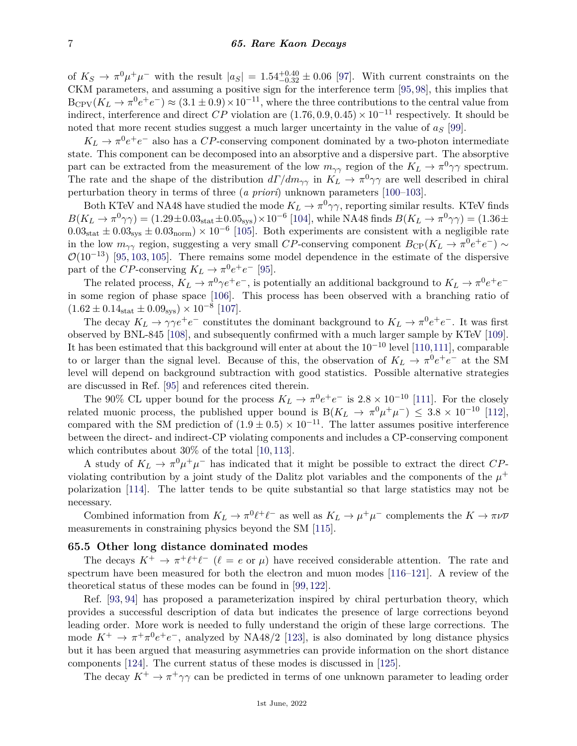of $K_S \to \pi^0\mu^+\mu^-$ with the result $|a_S| = 1.54^{+0.40}_{-0.32} \pm 0.06$ [97]. With current constraints on the CKM parameters, and assuming a positive sign for the interference term [95, 98], this implies that $\mathrm{B}_{\mathrm{CPV}}(K_L \to \pi^0 e^+e^-) \approx (3.1 \pm 0.9) \times 10^{-11}$, where the three contributions to the central value from indirect, interference and direct $CP$ violation are $(1.76, 0.9, 0.45) \times 10^{-11}$ respectively. It should be noted that more recent studies suggest a much larger uncertainty in the value of $a_S$ [99].

$K_L \to \pi^0 e^+e^-$ also has a $CP$-conserving component dominated by a two-photon intermediate state. This component can be decomposed into an absorptive and a dispersive part. The absorptive part can be extracted from the measurement of the low $m_{\gamma\gamma}$ region of the $K_L \to \pi^0\gamma\gamma$ spectrum. The rate and the shape of the distribution $d\Gamma/dm_{\gamma\gamma}$ in $K_L \to \pi^0\gamma\gamma$ are well described in chiral perturbation theory in terms of three (*a priori*) unknown parameters [100–103].

Both KTeV and NA48 have studied the mode $K_L \to \pi^0\gamma\gamma$, reporting similar results. KTeV finds $B(K_L \to \pi^0\gamma\gamma) = (1.29 \pm 0.03_{\mathrm{stat}} \pm 0.05_{\mathrm{sys}}) \times 10^{-6}$ [104], while NA48 finds $B(K_L \to \pi^0\gamma\gamma) = (1.36 \pm 0.03_{\mathrm{stat}} \pm 0.03_{\mathrm{sys}} \pm 0.03_{\mathrm{norm}}) \times 10^{-6}$ [105]. Both experiments are consistent with a negligible rate in the low $m_{\gamma\gamma}$ region, suggesting a very small $CP$-conserving component $B_{\mathrm{CP}}(K_L \to \pi^0 e^+e^-) \sim \mathcal{O}(10^{-13})$ [95, 103, 105]. There remains some model dependence in the estimate of the dispersive part of the $CP$-conserving $K_L \to \pi^0 e^+e^-$ [95].

The related process, $K_L \to \pi^0\gamma e^+e^-$, is potentially an additional background to $K_L \to \pi^0 e^+e^-$ in some region of phase space [106]. This process has been observed with a branching ratio of $(1.62 \pm 0.14_{\mathrm{stat}} \pm 0.09_{\mathrm{sys}}) \times 10^{-8}$ [107].

The decay $K_L \to \gamma\gamma e^+e^-$ constitutes the dominant background to $K_L \to \pi^0 e^+e^-$. It was first observed by BNL-845 [108], and subsequently confirmed with a much larger sample by KTeV [109]. It has been estimated that this background will enter at about the $10^{-10}$ level [110, 111], comparable to or larger than the signal level. Because of this, the observation of $K_L \to \pi^0 e^+e^-$ at the SM level will depend on background subtraction with good statistics. Possible alternative strategies are discussed in Ref. [95] and references cited therein.

The 90% CL upper bound for the process $K_L \to \pi^0 e^+e^-$ is $2.8 \times 10^{-10}$ [111]. For the closely related muonic process, the published upper bound is $\mathrm{B}(K_L \to \pi^0\mu^+\mu^-) \leq 3.8 \times 10^{-10}$ [112], compared with the SM prediction of $(1.9 \pm 0.5) \times 10^{-11}$. The latter assumes positive interference between the direct- and indirect-CP violating components and includes a CP-conserving component which contributes about 30% of the total [10, 113].

A study of $K_L \to \pi^0\mu^+\mu^-$ has indicated that it might be possible to extract the direct $CP$-violating contribution by a joint study of the Dalitz plot variables and the components of the $\mu^+$ polarization [114]. The latter tends to be quite substantial so that large statistics may not be necessary.

Combined information from $K_L \to \pi^0\ell^+\ell^-$ as well as $K_L \to \mu^+\mu^-$ complements the $K \to \pi\nu\overline{\nu}$ measurements in constraining physics beyond the SM [115].

## 65.5 Other long distance dominated modes

The decays $K^+ \to \pi^+\ell^+\ell^-$ ($\ell = e$ or $\mu$) have received considerable attention. The rate and spectrum have been measured for both the electron and muon modes [116–121]. A review of the theoretical status of these modes can be found in [99, 122].

Ref. [93, 94] has proposed a parameterization inspired by chiral perturbation theory, which provides a successful description of data but indicates the presence of large corrections beyond leading order. More work is needed to fully understand the origin of these large corrections. The mode $K^+ \to \pi^+\pi^0 e^+e^-$, analyzed by NA48/2 [123], is also dominated by long distance physics but it has been argued that measuring asymmetries can provide information on the short distance components [124]. The current status of these modes is discussed in [125].

The decay $K^+ \to \pi^+\gamma\gamma$ can be predicted in terms of one unknown parameter to leading order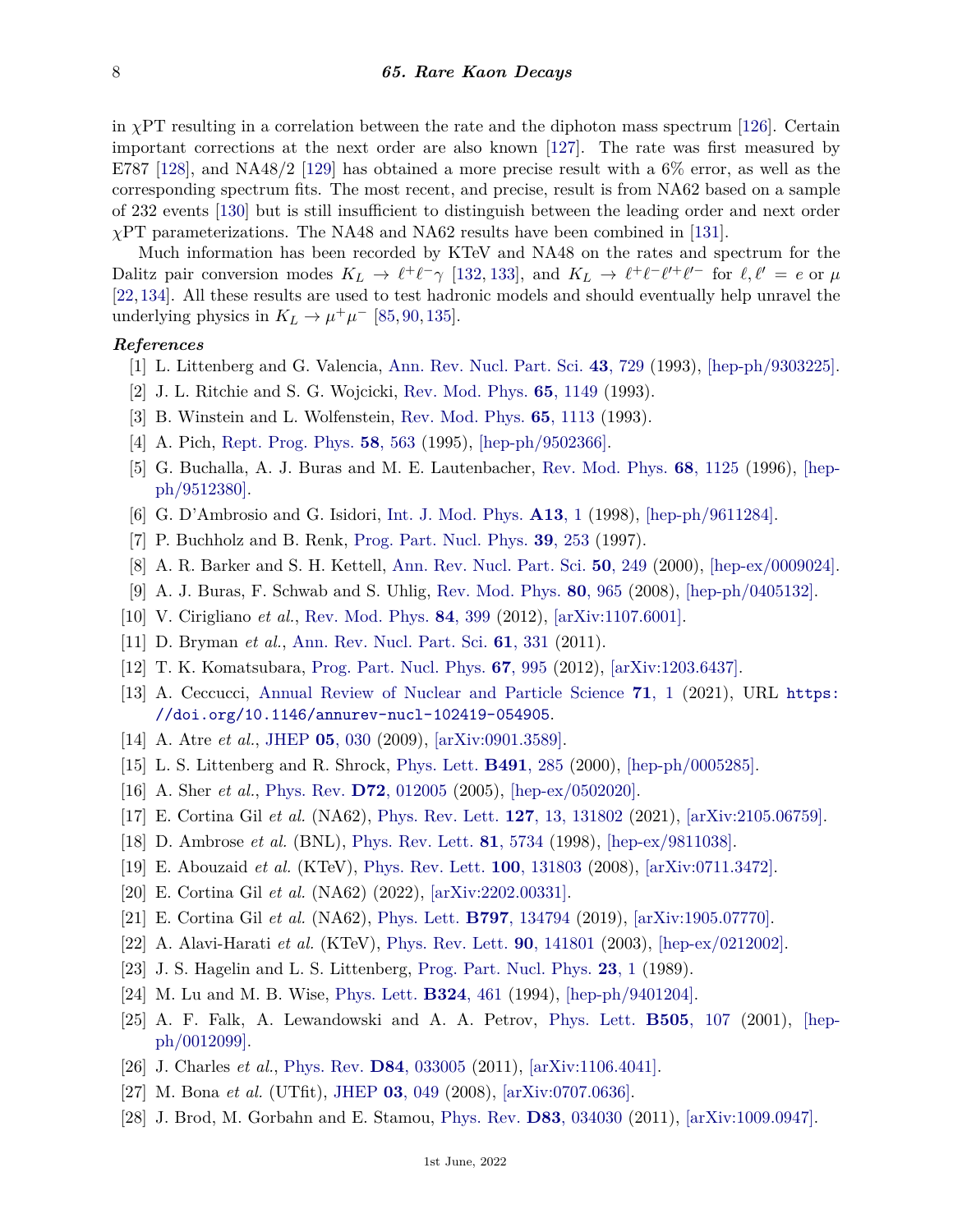in $\chi$PT resulting in a correlation between the rate and the diphoton mass spectrum [126]. Certain important corrections at the next order are also known [127]. The rate was first measured by E787 [128], and NA48/2 [129] has obtained a more precise result with a 6% error, as well as the corresponding spectrum fits. The most recent, and precise, result is from NA62 based on a sample of 232 events [130] but is still insufficient to distinguish between the leading order and next order $\chi$PT parameterizations. The NA48 and NA62 results have been combined in [131].

Much information has been recorded by KTeV and NA48 on the rates and spectrum for the Dalitz pair conversion modes $K_L \to \ell^+\ell^-\gamma$ [132, 133], and $K_L \to \ell^+\ell^-\ell'^+\ell'^-$ for $\ell, \ell' = e$ or $\mu$ [22, 134]. All these results are used to test hadronic models and should eventually help unravel the underlying physics in $K_L \to \mu^+\mu^-$ [85, 90, 135].

### *References*

[1] L. Littenberg and G. Valencia, Ann. Rev. Nucl. Part. Sci. **43**, 729 (1993), [hep-ph/9303225].

[2] J. L. Ritchie and S. G. Wojcicki, Rev. Mod. Phys. **65**, 1149 (1993).

[3] B. Winstein and L. Wolfenstein, Rev. Mod. Phys. **65**, 1113 (1993).

[4] A. Pich, Rept. Prog. Phys. **58**, 563 (1995), [hep-ph/9502366].

[5] G. Buchalla, A. J. Buras and M. E. Lautenbacher, Rev. Mod. Phys. **68**, 1125 (1996), [hep-ph/9512380].

[6] G. D'Ambrosio and G. Isidori, Int. J. Mod. Phys. **A13**, 1 (1998), [hep-ph/9611284].

[7] P. Buchholz and B. Renk, Prog. Part. Nucl. Phys. **39**, 253 (1997).

[8] A. R. Barker and S. H. Kettell, Ann. Rev. Nucl. Part. Sci. **50**, 249 (2000), [hep-ex/0009024].

[9] A. J. Buras, F. Schwab and S. Uhlig, Rev. Mod. Phys. **80**, 965 (2008), [hep-ph/0405132].

[10] V. Cirigliano *et al.*, Rev. Mod. Phys. **84**, 399 (2012), [arXiv:1107.6001].

[11] D. Bryman *et al.*, Ann. Rev. Nucl. Part. Sci. **61**, 331 (2011).

[12] T. K. Komatsubara, Prog. Part. Nucl. Phys. **67**, 995 (2012), [arXiv:1203.6437].

[13] A. Ceccucci, Annual Review of Nuclear and Particle Science **71**, 1 (2021), URL `https://doi.org/10.1146/annurev-nucl-102419-054905`.

[14] A. Atre *et al.*, JHEP **05**, 030 (2009), [arXiv:0901.3589].

[15] L. S. Littenberg and R. Shrock, Phys. Lett. **B491**, 285 (2000), [hep-ph/0005285].

[16] A. Sher *et al.*, Phys. Rev. **D72**, 012005 (2005), [hep-ex/0502020].

[17] E. Cortina Gil *et al.* (NA62), Phys. Rev. Lett. **127**, 13, 131802 (2021), [arXiv:2105.06759].

[18] D. Ambrose *et al.* (BNL), Phys. Rev. Lett. **81**, 5734 (1998), [hep-ex/9811038].

[19] E. Abouzaid *et al.* (KTeV), Phys. Rev. Lett. **100**, 131803 (2008), [arXiv:0711.3472].

[20] E. Cortina Gil *et al.* (NA62) (2022), [arXiv:2202.00331].

[21] E. Cortina Gil *et al.* (NA62), Phys. Lett. **B797**, 134794 (2019), [arXiv:1905.07770].

[22] A. Alavi-Harati *et al.* (KTeV), Phys. Rev. Lett. **90**, 141801 (2003), [hep-ex/0212002].

[23] J. S. Hagelin and L. S. Littenberg, Prog. Part. Nucl. Phys. **23**, 1 (1989).

[24] M. Lu and M. B. Wise, Phys. Lett. **B324**, 461 (1994), [hep-ph/9401204].

[25] A. F. Falk, A. Lewandowski and A. A. Petrov, Phys. Lett. **B505**, 107 (2001), [hep-ph/0012099].

[26] J. Charles *et al.*, Phys. Rev. **D84**, 033005 (2011), [arXiv:1106.4041].

[27] M. Bona *et al.* (UTfit), JHEP **03**, 049 (2008), [arXiv:0707.0636].

[28] J. Brod, M. Gorbahn and E. Stamou, Phys. Rev. **D83**, 034030 (2011), [arXiv:1009.0947].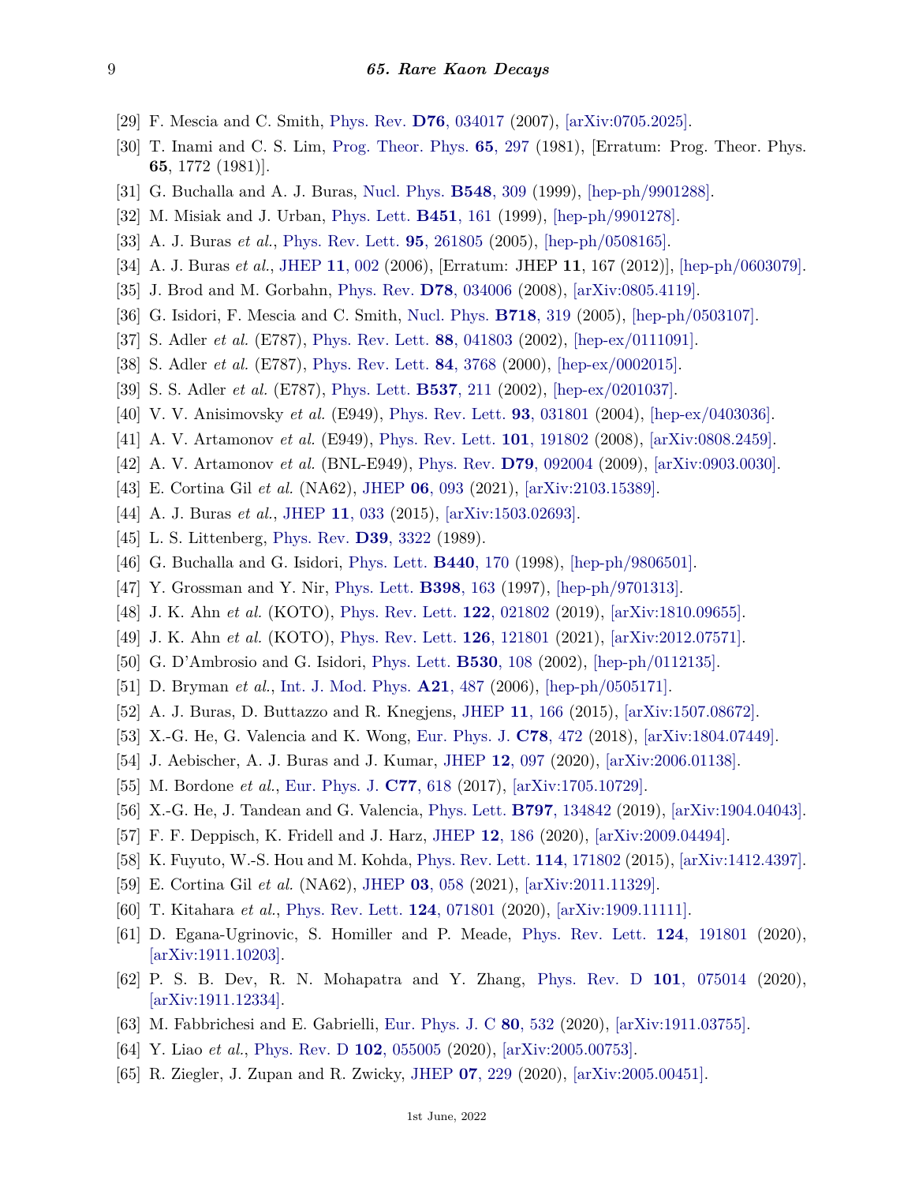[29] F. Mescia and C. Smith, Phys. Rev. **D76**, 034017 (2007), [arXiv:0705.2025].

[30] T. Inami and C. S. Lim, Prog. Theor. Phys. **65**, 297 (1981), [Erratum: Prog. Theor. Phys. **65**, 1772 (1981)].

[31] G. Buchalla and A. J. Buras, Nucl. Phys. **B548**, 309 (1999), [hep-ph/9901288].

[32] M. Misiak and J. Urban, Phys. Lett. **B451**, 161 (1999), [hep-ph/9901278].

[33] A. J. Buras *et al.*, Phys. Rev. Lett. **95**, 261805 (2005), [hep-ph/0508165].

[34] A. J. Buras *et al.*, JHEP **11**, 002 (2006), [Erratum: JHEP **11**, 167 (2012)], [hep-ph/0603079].

[35] J. Brod and M. Gorbahn, Phys. Rev. **D78**, 034006 (2008), [arXiv:0805.4119].

[36] G. Isidori, F. Mescia and C. Smith, Nucl. Phys. **B718**, 319 (2005), [hep-ph/0503107].

[37] S. Adler *et al.* (E787), Phys. Rev. Lett. **88**, 041803 (2002), [hep-ex/0111091].

[38] S. Adler *et al.* (E787), Phys. Rev. Lett. **84**, 3768 (2000), [hep-ex/0002015].

[39] S. S. Adler *et al.* (E787), Phys. Lett. **B537**, 211 (2002), [hep-ex/0201037].

[40] V. V. Anisimovsky *et al.* (E949), Phys. Rev. Lett. **93**, 031801 (2004), [hep-ex/0403036].

[41] A. V. Artamonov *et al.* (E949), Phys. Rev. Lett. **101**, 191802 (2008), [arXiv:0808.2459].

[42] A. V. Artamonov *et al.* (BNL-E949), Phys. Rev. **D79**, 092004 (2009), [arXiv:0903.0030].

[43] E. Cortina Gil *et al.* (NA62), JHEP **06**, 093 (2021), [arXiv:2103.15389].

[44] A. J. Buras *et al.*, JHEP **11**, 033 (2015), [arXiv:1503.02693].

[45] L. S. Littenberg, Phys. Rev. **D39**, 3322 (1989).

[46] G. Buchalla and G. Isidori, Phys. Lett. **B440**, 170 (1998), [hep-ph/9806501].

[47] Y. Grossman and Y. Nir, Phys. Lett. **B398**, 163 (1997), [hep-ph/9701313].

[48] J. K. Ahn *et al.* (KOTO), Phys. Rev. Lett. **122**, 021802 (2019), [arXiv:1810.09655].

[49] J. K. Ahn *et al.* (KOTO), Phys. Rev. Lett. **126**, 121801 (2021), [arXiv:2012.07571].

[50] G. D'Ambrosio and G. Isidori, Phys. Lett. **B530**, 108 (2002), [hep-ph/0112135].

[51] D. Bryman *et al.*, Int. J. Mod. Phys. **A21**, 487 (2006), [hep-ph/0505171].

[52] A. J. Buras, D. Buttazzo and R. Knegjens, JHEP **11**, 166 (2015), [arXiv:1507.08672].

[53] X.-G. He, G. Valencia and K. Wong, Eur. Phys. J. **C78**, 472 (2018), [arXiv:1804.07449].

[54] J. Aebischer, A. J. Buras and J. Kumar, JHEP **12**, 097 (2020), [arXiv:2006.01138].

[55] M. Bordone *et al.*, Eur. Phys. J. **C77**, 618 (2017), [arXiv:1705.10729].

[56] X.-G. He, J. Tandean and G. Valencia, Phys. Lett. **B797**, 134842 (2019), [arXiv:1904.04043].

[57] F. F. Deppisch, K. Fridell and J. Harz, JHEP **12**, 186 (2020), [arXiv:2009.04494].

[58] K. Fuyuto, W.-S. Hou and M. Kohda, Phys. Rev. Lett. **114**, 171802 (2015), [arXiv:1412.4397].

[59] E. Cortina Gil *et al.* (NA62), JHEP **03**, 058 (2021), [arXiv:2011.11329].

[60] T. Kitahara *et al.*, Phys. Rev. Lett. **124**, 071801 (2020), [arXiv:1909.11111].

[61] D. Egana-Ugrinovic, S. Homiller and P. Meade, Phys. Rev. Lett. **124**, 191801 (2020), [arXiv:1911.10203].

[62] P. S. B. Dev, R. N. Mohapatra and Y. Zhang, Phys. Rev. D **101**, 075014 (2020), [arXiv:1911.12334].

[63] M. Fabbrichesi and E. Gabrielli, Eur. Phys. J. C **80**, 532 (2020), [arXiv:1911.03755].

[64] Y. Liao *et al.*, Phys. Rev. D **102**, 055005 (2020), [arXiv:2005.00753].

[65] R. Ziegler, J. Zupan and R. Zwicky, JHEP **07**, 229 (2020), [arXiv:2005.00451].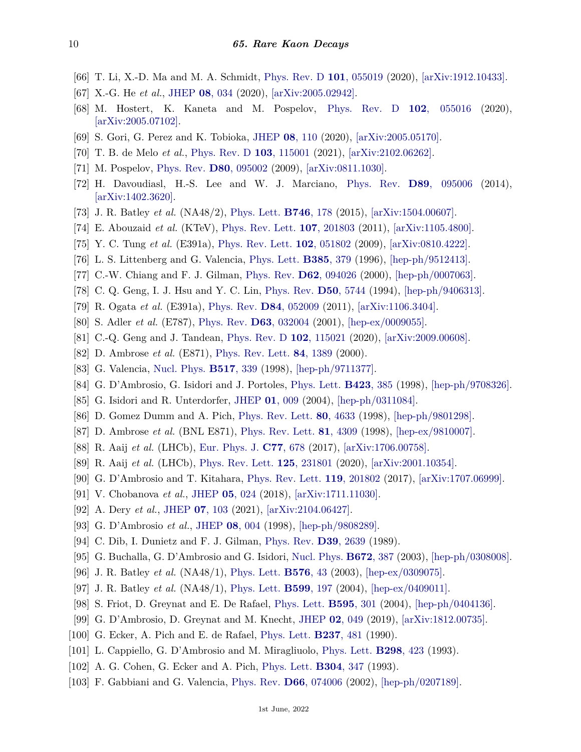[66] T. Li, X.-D. Ma and M. A. Schmidt, Phys. Rev. D **101**, 055019 (2020), [arXiv:1912.10433].

[67] X.-G. He *et al.*, JHEP **08**, 034 (2020), [arXiv:2005.02942].

[68] M. Hostert, K. Kaneta and M. Pospelov, Phys. Rev. D **102**, 055016 (2020), [arXiv:2005.07102].

[69] S. Gori, G. Perez and K. Tobioka, JHEP **08**, 110 (2020), [arXiv:2005.05170].

[70] T. B. de Melo *et al.*, Phys. Rev. D **103**, 115001 (2021), [arXiv:2102.06262].

[71] M. Pospelov, Phys. Rev. **D80**, 095002 (2009), [arXiv:0811.1030].

[72] H. Davoudiasl, H.-S. Lee and W. J. Marciano, Phys. Rev. **D89**, 095006 (2014), [arXiv:1402.3620].

[73] J. R. Batley *et al.* (NA48/2), Phys. Lett. **B746**, 178 (2015), [arXiv:1504.00607].

[74] E. Abouzaid *et al.* (KTeV), Phys. Rev. Lett. **107**, 201803 (2011), [arXiv:1105.4800].

[75] Y. C. Tung *et al.* (E391a), Phys. Rev. Lett. **102**, 051802 (2009), [arXiv:0810.4222].

[76] L. S. Littenberg and G. Valencia, Phys. Lett. **B385**, 379 (1996), [hep-ph/9512413].

[77] C.-W. Chiang and F. J. Gilman, Phys. Rev. **D62**, 094026 (2000), [hep-ph/0007063].

[78] C. Q. Geng, I. J. Hsu and Y. C. Lin, Phys. Rev. **D50**, 5744 (1994), [hep-ph/9406313].

[79] R. Ogata *et al.* (E391a), Phys. Rev. **D84**, 052009 (2011), [arXiv:1106.3404].

[80] S. Adler *et al.* (E787), Phys. Rev. **D63**, 032004 (2001), [hep-ex/0009055].

[81] C.-Q. Geng and J. Tandean, Phys. Rev. D **102**, 115021 (2020), [arXiv:2009.00608].

[82] D. Ambrose *et al.* (E871), Phys. Rev. Lett. **84**, 1389 (2000).

[83] G. Valencia, Nucl. Phys. **B517**, 339 (1998), [hep-ph/9711377].

[84] G. D'Ambrosio, G. Isidori and J. Portoles, Phys. Lett. **B423**, 385 (1998), [hep-ph/9708326].

[85] G. Isidori and R. Unterdorfer, JHEP **01**, 009 (2004), [hep-ph/0311084].

[86] D. Gomez Dumm and A. Pich, Phys. Rev. Lett. **80**, 4633 (1998), [hep-ph/9801298].

[87] D. Ambrose *et al.* (BNL E871), Phys. Rev. Lett. **81**, 4309 (1998), [hep-ex/9810007].

[88] R. Aaij *et al.* (LHCb), Eur. Phys. J. **C77**, 678 (2017), [arXiv:1706.00758].

[89] R. Aaij *et al.* (LHCb), Phys. Rev. Lett. **125**, 231801 (2020), [arXiv:2001.10354].

[90] G. D'Ambrosio and T. Kitahara, Phys. Rev. Lett. **119**, 201802 (2017), [arXiv:1707.06999].

[91] V. Chobanova *et al.*, JHEP **05**, 024 (2018), [arXiv:1711.11030].

[92] A. Dery *et al.*, JHEP **07**, 103 (2021), [arXiv:2104.06427].

[93] G. D'Ambrosio *et al.*, JHEP **08**, 004 (1998), [hep-ph/9808289].

[94] C. Dib, I. Dunietz and F. J. Gilman, Phys. Rev. **D39**, 2639 (1989).

[95] G. Buchalla, G. D'Ambrosio and G. Isidori, Nucl. Phys. **B672**, 387 (2003), [hep-ph/0308008].

[96] J. R. Batley *et al.* (NA48/1), Phys. Lett. **B576**, 43 (2003), [hep-ex/0309075].

[97] J. R. Batley *et al.* (NA48/1), Phys. Lett. **B599**, 197 (2004), [hep-ex/0409011].

[98] S. Friot, D. Greynat and E. De Rafael, Phys. Lett. **B595**, 301 (2004), [hep-ph/0404136].

[99] G. D'Ambrosio, D. Greynat and M. Knecht, JHEP **02**, 049 (2019), [arXiv:1812.00735].

[100] G. Ecker, A. Pich and E. de Rafael, Phys. Lett. **B237**, 481 (1990).

[101] L. Cappiello, G. D'Ambrosio and M. Miragliuolo, Phys. Lett. **B298**, 423 (1993).

[102] A. G. Cohen, G. Ecker and A. Pich, Phys. Lett. **B304**, 347 (1993).

[103] F. Gabbiani and G. Valencia, Phys. Rev. **D66**, 074006 (2002), [hep-ph/0207189].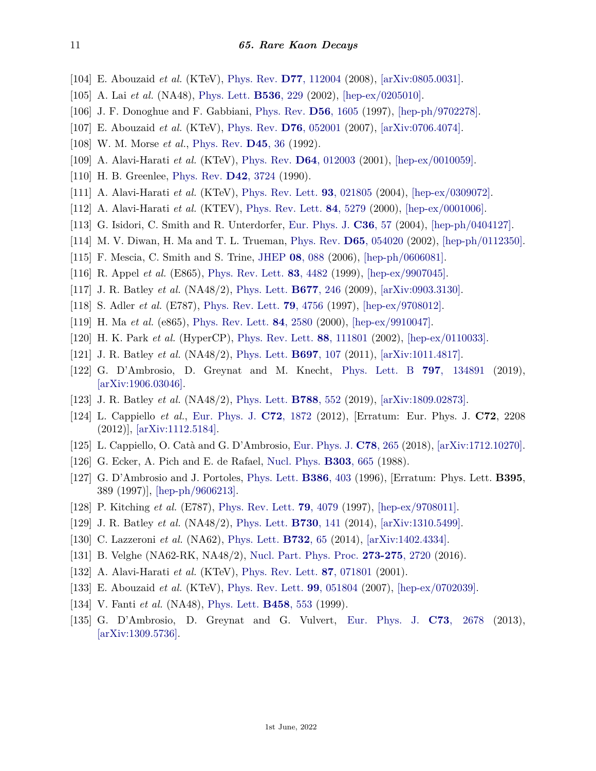[104] E. Abouzaid *et al.* (KTeV), Phys. Rev. **D77**, 112004 (2008), [arXiv:0805.0031].

[105] A. Lai *et al.* (NA48), Phys. Lett. **B536**, 229 (2002), [hep-ex/0205010].

[106] J. F. Donoghue and F. Gabbiani, Phys. Rev. **D56**, 1605 (1997), [hep-ph/9702278].

[107] E. Abouzaid *et al.* (KTeV), Phys. Rev. **D76**, 052001 (2007), [arXiv:0706.4074].

[108] W. M. Morse *et al.*, Phys. Rev. **D45**, 36 (1992).

[109] A. Alavi-Harati *et al.* (KTeV), Phys. Rev. **D64**, 012003 (2001), [hep-ex/0010059].

[110] H. B. Greenlee, Phys. Rev. **D42**, 3724 (1990).

[111] A. Alavi-Harati *et al.* (KTeV), Phys. Rev. Lett. **93**, 021805 (2004), [hep-ex/0309072].

[112] A. Alavi-Harati *et al.* (KTEV), Phys. Rev. Lett. **84**, 5279 (2000), [hep-ex/0001006].

[113] G. Isidori, C. Smith and R. Unterdorfer, Eur. Phys. J. **C36**, 57 (2004), [hep-ph/0404127].

[114] M. V. Diwan, H. Ma and T. L. Trueman, Phys. Rev. **D65**, 054020 (2002), [hep-ph/0112350].

[115] F. Mescia, C. Smith and S. Trine, JHEP **08**, 088 (2006), [hep-ph/0606081].

[116] R. Appel *et al.* (E865), Phys. Rev. Lett. **83**, 4482 (1999), [hep-ex/9907045].

[117] J. R. Batley *et al.* (NA48/2), Phys. Lett. **B677**, 246 (2009), [arXiv:0903.3130].

[118] S. Adler *et al.* (E787), Phys. Rev. Lett. **79**, 4756 (1997), [hep-ex/9708012].

[119] H. Ma *et al.* (e865), Phys. Rev. Lett. **84**, 2580 (2000), [hep-ex/9910047].

[120] H. K. Park *et al.* (HyperCP), Phys. Rev. Lett. **88**, 111801 (2002), [hep-ex/0110033].

[121] J. R. Batley *et al.* (NA48/2), Phys. Lett. **B697**, 107 (2011), [arXiv:1011.4817].

[122] G. D'Ambrosio, D. Greynat and M. Knecht, Phys. Lett. B **797**, 134891 (2019), [arXiv:1906.03046].

[123] J. R. Batley *et al.* (NA48/2), Phys. Lett. **B788**, 552 (2019), [arXiv:1809.02873].

[124] L. Cappiello *et al.*, Eur. Phys. J. **C72**, 1872 (2012), [Erratum: Eur. Phys. J. **C72**, 2208 (2012)], [arXiv:1112.5184].

[125] L. Cappiello, O. Catà and G. D'Ambrosio, Eur. Phys. J. **C78**, 265 (2018), [arXiv:1712.10270].

[126] G. Ecker, A. Pich and E. de Rafael, Nucl. Phys. **B303**, 665 (1988).

[127] G. D'Ambrosio and J. Portoles, Phys. Lett. **B386**, 403 (1996), [Erratum: Phys. Lett. **B395**, 389 (1997)], [hep-ph/9606213].

[128] P. Kitching *et al.* (E787), Phys. Rev. Lett. **79**, 4079 (1997), [hep-ex/9708011].

[129] J. R. Batley *et al.* (NA48/2), Phys. Lett. **B730**, 141 (2014), [arXiv:1310.5499].

[130] C. Lazzeroni *et al.* (NA62), Phys. Lett. **B732**, 65 (2014), [arXiv:1402.4334].

[131] B. Velghe (NA62-RK, NA48/2), Nucl. Part. Phys. Proc. **273-275**, 2720 (2016).

[132] A. Alavi-Harati *et al.* (KTeV), Phys. Rev. Lett. **87**, 071801 (2001).

[133] E. Abouzaid *et al.* (KTeV), Phys. Rev. Lett. **99**, 051804 (2007), [hep-ex/0702039].

[134] V. Fanti *et al.* (NA48), Phys. Lett. **B458**, 553 (1999).

[135] G. D'Ambrosio, D. Greynat and G. Vulvert, Eur. Phys. J. **C73**, 2678 (2013), [arXiv:1309.5736].